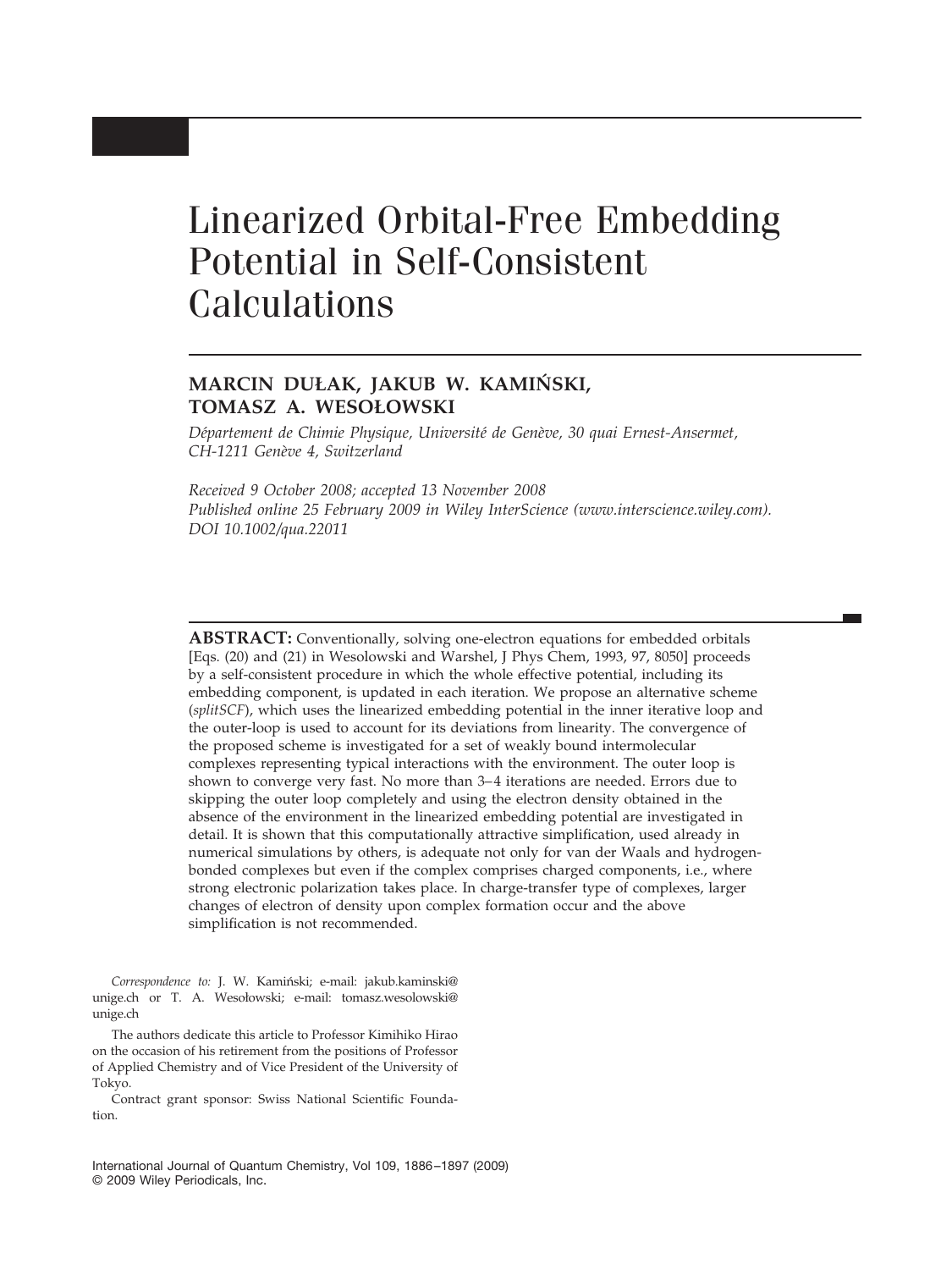# Linearized Orbital-Free Embedding Potential in Self-Consistent Calculations

**MARCIN DUŁAK, JAKUB W. KAMIŃSKI, TOMASZ A. WESOŁOWSKI**

*Département de Chimie Physique, Université de Genève, 30 quai Ernest-Ansermet, CH-1211 Genève 4, Switzerland*

*Received 9 October 2008; accepted 13 November 2008*
*Published online 25 February 2009 in Wiley InterScience (www.interscience.wiley.com).*
*DOI 10.1002/qua.22011*

**ABSTRACT:** Conventionally, solving one-electron equations for embedded orbitals [Eqs. (20) and (21) in Wesolowski and Warshel, J Phys Chem, 1993, 97, 8050] proceeds by a self-consistent procedure in which the whole effective potential, including its embedding component, is updated in each iteration. We propose an alternative scheme (*splitSCF*), which uses the linearized embedding potential in the inner iterative loop and the outer-loop is used to account for its deviations from linearity. The convergence of the proposed scheme is investigated for a set of weakly bound intermolecular complexes representing typical interactions with the environment. The outer loop is shown to converge very fast. No more than 3–4 iterations are needed. Errors due to skipping the outer loop completely and using the electron density obtained in the absence of the environment in the linearized embedding potential are investigated in detail. It is shown that this computationally attractive simplification, used already in numerical simulations by others, is adequate not only for van der Waals and hydrogen-bonded complexes but even if the complex comprises charged components, i.e., where strong electronic polarization takes place. In charge-transfer type of complexes, larger changes of electron of density upon complex formation occur and the above simplification is not recommended.

*Correspondence to:* J. W. Kamiński; e-mail: jakub.kaminski@unige.ch or T. A. Wesołowski; e-mail: tomasz.wesolowski@unige.ch

The authors dedicate this article to Professor Kimihiko Hirao on the occasion of his retirement from the positions of Professor of Applied Chemistry and of Vice President of the University of Tokyo.

Contract grant sponsor: Swiss National Scientific Foundation.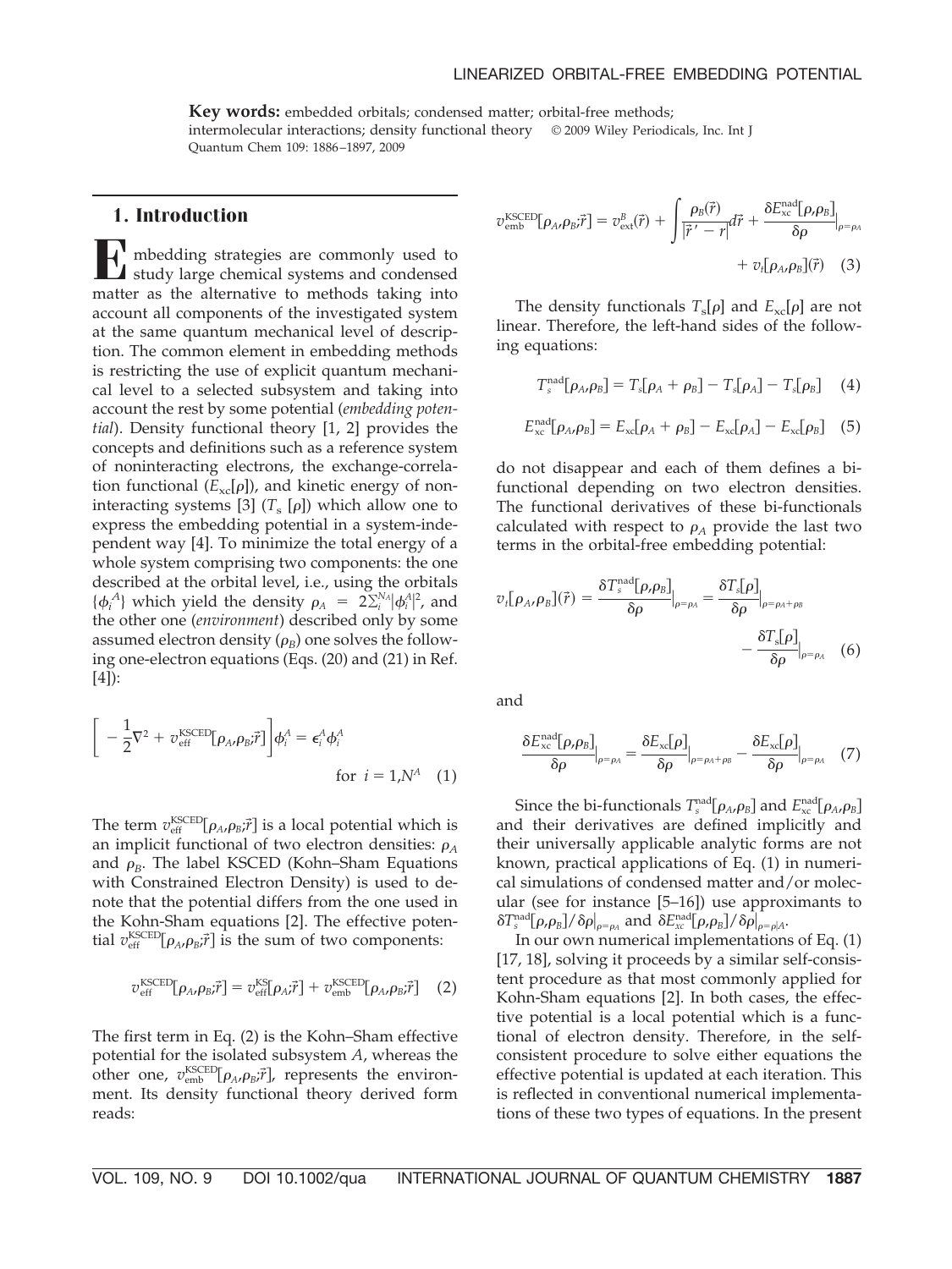**Key words:** embedded orbitals; condensed matter; orbital-free methods; intermolecular interactions; density functional theory © 2009 Wiley Periodicals, Inc. Int J Quantum Chem 109: 1886–1897, 2009

## 1. Introduction

Embedding strategies are commonly used to study large chemical systems and condensed matter as the alternative to methods taking into account all components of the investigated system at the same quantum mechanical level of description. The common element in embedding methods is restricting the use of explicit quantum mechanical level to a selected subsystem and taking into account the rest by some potential (*embedding potential*). Density functional theory [1, 2] provides the concepts and definitions such as a reference system of noninteracting electrons, the exchange-correlation functional ($E_{xc}[\rho]$), and kinetic energy of noninteracting systems [3] ($T_s[\rho]$) which allow one to express the embedding potential in a system-independent way [4]. To minimize the total energy of a whole system comprising two components: the one described at the orbital level, i.e., using the orbitals $\{\phi_i^A\}$ which yield the density $\rho_A = 2\sum_i^{N_A}|\phi_i^A|^2$, and the other one (*environment*) described only by some assumed electron density ($\rho_B$) one solves the following one-electron equations (Eqs. (20) and (21) in Ref. [4]):

$$\left[-\frac{1}{2}\nabla^2 + v_{\text{eff}}^{\text{KSCED}}[\rho_A,\rho_B;\vec{r}]\right]\phi_i^A = \epsilon_i^A\phi_i^A \quad \text{for } i = 1,N^A \quad (1)$$

The term $v_{\text{eff}}^{\text{KSCED}}[\rho_A,\rho_B;\vec{r}]$ is a local potential which is an implicit functional of two electron densities: $\rho_A$ and $\rho_B$. The label KSCED (Kohn–Sham Equations with Constrained Electron Density) is used to denote that the potential differs from the one used in the Kohn-Sham equations [2]. The effective potential $v_{\text{eff}}^{\text{KSCED}}[\rho_A,\rho_B;\vec{r}]$ is the sum of two components:

$$v_{\text{eff}}^{\text{KSCED}}[\rho_A,\rho_B;\vec{r}] = v_{\text{eff}}^{\text{KS}}[\rho_A;\vec{r}] + v_{\text{emb}}^{\text{KSCED}}[\rho_A,\rho_B;\vec{r}] \quad (2)$$

The first term in Eq. (2) is the Kohn–Sham effective potential for the isolated subsystem $A$, whereas the other one, $v_{\text{emb}}^{\text{KSCED}}[\rho_A,\rho_B;\vec{r}]$, represents the environment. Its density functional theory derived form reads:

$$v_{\text{emb}}^{\text{KSCED}}[\rho_A,\rho_B;\vec{r}] = v_{\text{ext}}^B(\vec{r}) + \int \frac{\rho_B(\vec{r})}{|\vec{r}\,' - r|}d\vec{r} + \frac{\delta E_{\text{xc}}^{\text{nad}}[\rho,\rho_B]}{\delta\rho}\Big|_{\rho=\rho_A} + v_t[\rho_A,\rho_B](\vec{r}) \quad (3)$$

The density functionals $T_s[\rho]$ and $E_{xc}[\rho]$ are not linear. Therefore, the left-hand sides of the following equations:

$$T_s^{\text{nad}}[\rho_A,\rho_B] = T_s[\rho_A + \rho_B] - T_s[\rho_A] - T_s[\rho_B] \quad (4)$$

$$E_{\text{xc}}^{\text{nad}}[\rho_A,\rho_B] = E_{\text{xc}}[\rho_A + \rho_B] - E_{\text{xc}}[\rho_A] - E_{\text{xc}}[\rho_B] \quad (5)$$

do not disappear and each of them defines a bi-functional depending on two electron densities. The functional derivatives of these bi-functionals calculated with respect to $\rho_A$ provide the last two terms in the orbital-free embedding potential:

$$v_t[\rho_A,\rho_B](\vec{r}) = \frac{\delta T_s^{\text{nad}}[\rho,\rho_B]}{\delta\rho}\Big|_{\rho=\rho_A} = \frac{\delta T_s[\rho]}{\delta\rho}\Big|_{\rho=\rho_A+\rho_B} - \frac{\delta T_s[\rho]}{\delta\rho}\Big|_{\rho=\rho_A} \quad (6)$$

and

$$\frac{\delta E_{\text{xc}}^{\text{nad}}[\rho,\rho_B]}{\delta\rho}\Big|_{\rho=\rho_A} = \frac{\delta E_{\text{xc}}[\rho]}{\delta\rho}\Big|_{\rho=\rho_A+\rho_B} - \frac{\delta E_{\text{xc}}[\rho]}{\delta\rho}\Big|_{\rho=\rho_A} \quad (7)$$

Since the bi-functionals $T_s^{\text{nad}}[\rho_A,\rho_B]$ and $E_{\text{xc}}^{\text{nad}}[\rho_A,\rho_B]$ and their derivatives are defined implicitly and their universally applicable analytic forms are not known, practical applications of Eq. (1) in numerical simulations of condensed matter and/or molecular (see for instance [5–16]) use approximants to $\delta T_s^{\text{nad}}[\rho,\rho_B]/\delta\rho|_{\rho=\rho_A}$ and $\delta E_{xc}^{\text{nad}}[\rho,\rho_B]/\delta\rho|_{\rho=\rho|A}$.

In our own numerical implementations of Eq. (1) [17, 18], solving it proceeds by a similar self-consistent procedure as that most commonly applied for Kohn-Sham equations [2]. In both cases, the effective potential is a local potential which is a functional of electron density. Therefore, in the self-consistent procedure to solve either equations the effective potential is updated at each iteration. This is reflected in conventional numerical implementations of these two types of equations. In the present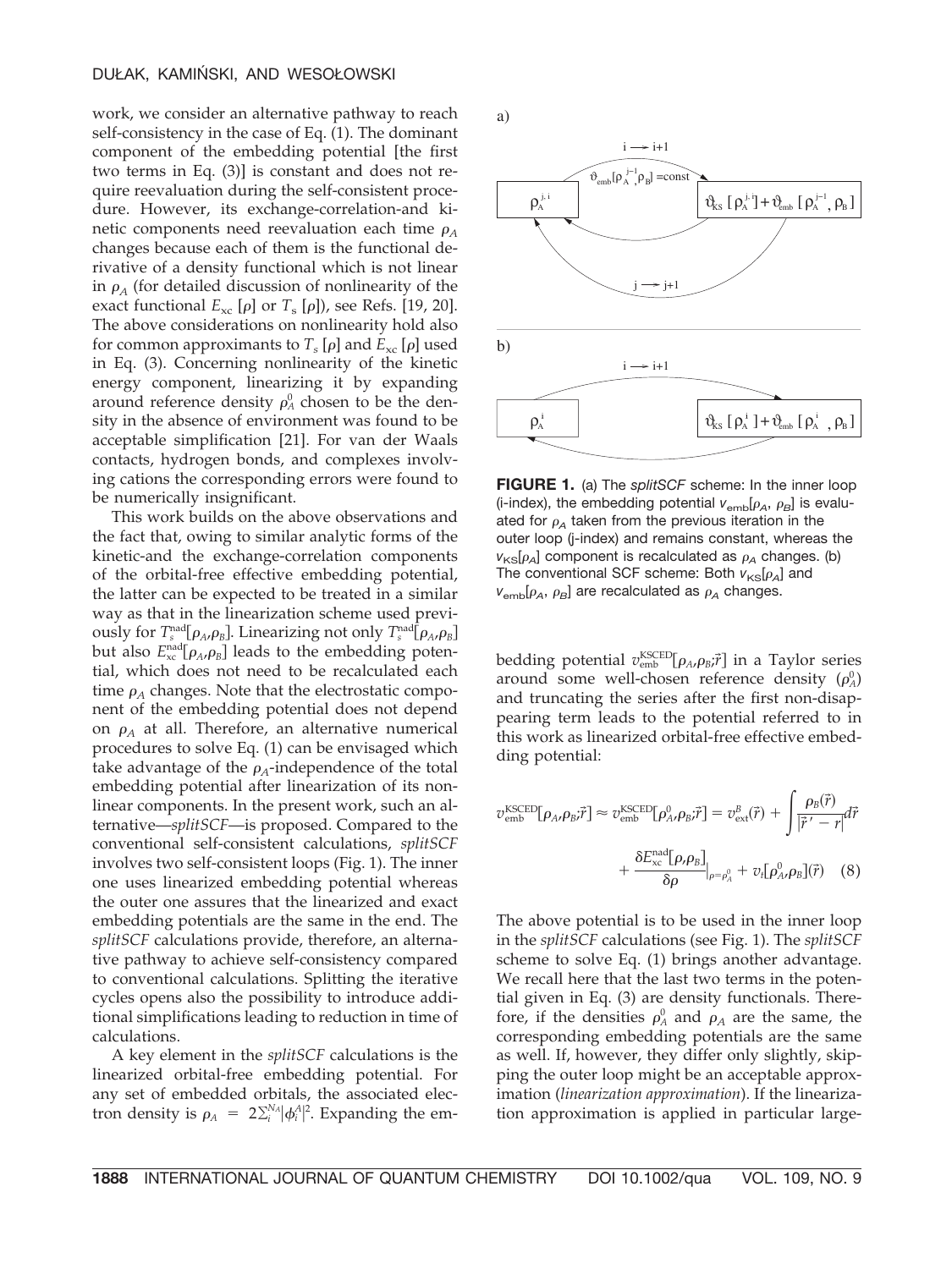work, we consider an alternative pathway to reach self-consistency in the case of Eq. (1). The dominant component of the embedding potential [the first two terms in Eq. (3)] is constant and does not require reevaluation during the self-consistent procedure. However, its exchange-correlation-and kinetic components need reevaluation each time $\rho_A$ changes because each of them is the functional derivative of a density functional which is not linear in $\rho_A$ (for detailed discussion of nonlinearity of the exact functional $E_{xc}[\rho]$ or $T_s[\rho]$), see Refs. [19, 20]. The above considerations on nonlinearity hold also for common approximants to $T_s[\rho]$ and $E_{xc}[\rho]$ used in Eq. (3). Concerning nonlinearity of the kinetic energy component, linearizing it by expanding around reference density $\rho_A^0$ chosen to be the density in the absence of environment was found to be acceptable simplification [21]. For van der Waals contacts, hydrogen bonds, and complexes involving cations the corresponding errors were found to be numerically insignificant.

This work builds on the above observations and the fact that, owing to similar analytic forms of the kinetic-and the exchange-correlation components of the orbital-free effective embedding potential, the latter can be expected to be treated in a similar way as that in the linearization scheme used previously for $T_s^{\text{nad}}[\rho_A,\rho_B]$. Linearizing not only $T_s^{\text{nad}}[\rho_A,\rho_B]$ but also $E_{xc}^{\text{nad}}[\rho_A,\rho_B]$ leads to the embedding potential, which does not need to be recalculated each time $\rho_A$ changes. Note that the electrostatic component of the embedding potential does not depend on $\rho_A$ at all. Therefore, an alternative numerical procedures to solve Eq. (1) can be envisaged which take advantage of the $\rho_A$-independence of the total embedding potential after linearization of its nonlinear components. In the present work, such an alternative—*splitSCF*—is proposed. Compared to the conventional self-consistent calculations, *splitSCF* involves two self-consistent loops (Fig. 1). The inner one uses linearized embedding potential whereas the outer one assures that the linearized and exact embedding potentials are the same in the end. The *splitSCF* calculations provide, therefore, an alternative pathway to achieve self-consistency compared to conventional calculations. Splitting the iterative cycles opens also the possibility to introduce additional simplifications leading to reduction in time of calculations.

A key element in the *splitSCF* calculations is the linearized orbital-free embedding potential. For any set of embedded orbitals, the associated electron density is $\rho_A = 2\sum_i^{N_A}|\phi_i^A|^2$. Expanding the embedding potential $v_{\text{emb}}^{\text{KSCED}}[\rho_A,\rho_B;\vec{r}]$ in a Taylor series around some well-chosen reference density ($\rho_A^0$) and truncating the series after the first non-disappearing term leads to the potential referred to in this work as linearized orbital-free effective embedding potential:

**FIGURE 1.** (a) The *splitSCF* scheme: In the inner loop (i-index), the embedding potential $v_{\text{emb}}[\rho_A, \rho_B]$ is evaluated for $\rho_A$ taken from the previous iteration in the outer loop (j-index) and remains constant, whereas the $v_{\text{KS}}[\rho_A]$ component is recalculated as $\rho_A$ changes. (b) The conventional SCF scheme: Both $v_{\text{KS}}[\rho_A]$ and $v_{\text{emb}}[\rho_A, \rho_B]$ are recalculated as $\rho_A$ changes.

$$v_{\text{emb}}^{\text{KSCED}}[\rho_A,\rho_B;\vec{r}] \approx v_{\text{emb}}^{\text{KSCED}}[\rho_A^0,\rho_B;\vec{r}] = v_{\text{ext}}^B(\vec{r}) + \int \frac{\rho_B(\vec{r})}{|\vec{r}\,' - r|}d\vec{r} + \frac{\delta E_{xc}^{\text{nad}}[\rho,\rho_B]}{\delta \rho}\Big|_{\rho=\rho_A^0} + v_t[\rho_A^0,\rho_B](\vec{r}) \quad (8)$$

The above potential is to be used in the inner loop in the *splitSCF* calculations (see Fig. 1). The *splitSCF* scheme to solve Eq. (1) brings another advantage. We recall here that the last two terms in the potential given in Eq. (3) are density functionals. Therefore, if the densities $\rho_A^0$ and $\rho_A$ are the same, the corresponding embedding potentials are the same as well. If, however, they differ only slightly, skipping the outer loop might be an acceptable approximation (*linearization approximation*). If the linearization approximation is applied in particular large-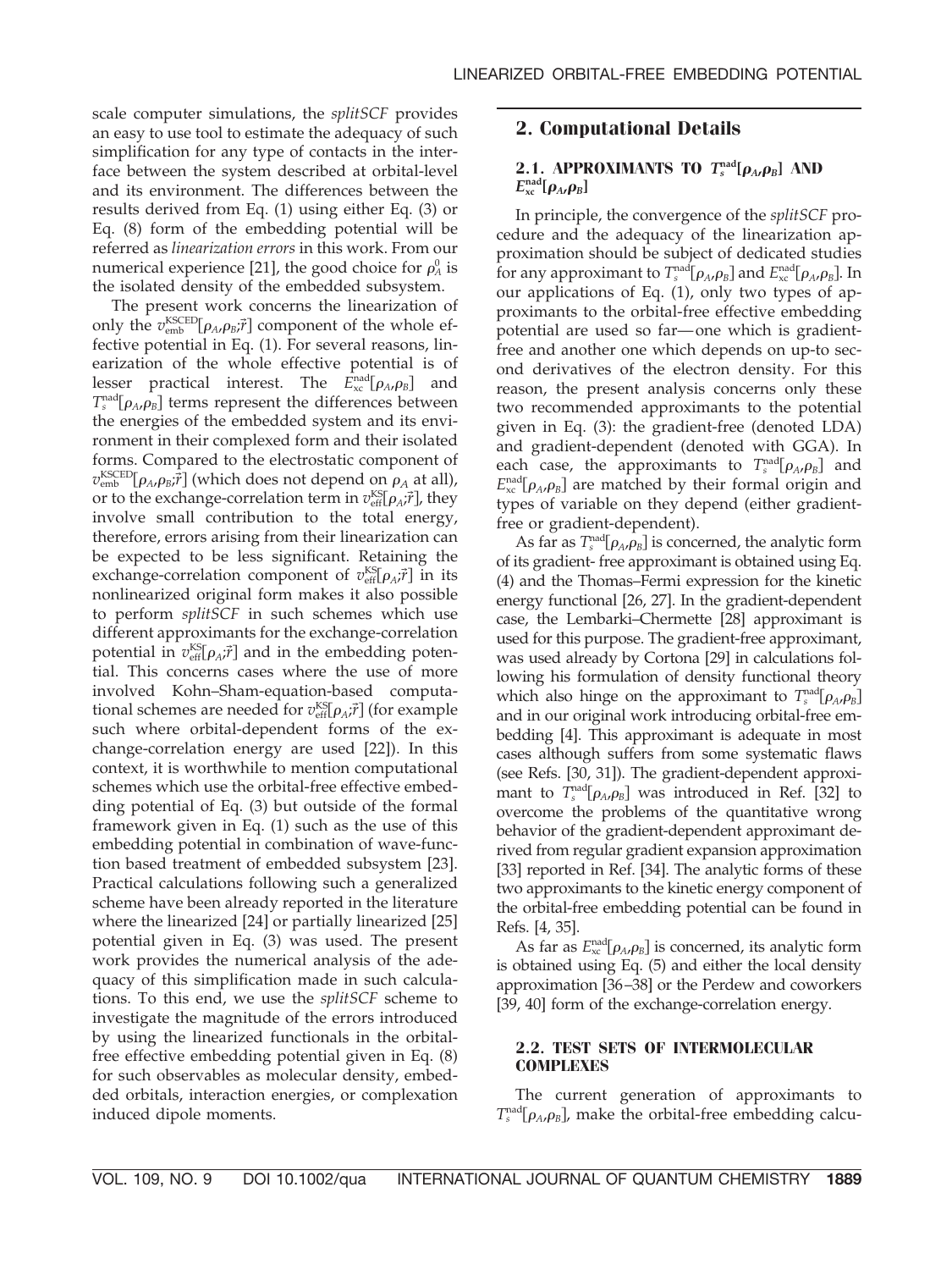scale computer simulations, the *splitSCF* provides an easy to use tool to estimate the adequacy of such simplification for any type of contacts in the interface between the system described at orbital-level and its environment. The differences between the results derived from Eq. (1) using either Eq. (3) or Eq. (8) form of the embedding potential will be referred as *linearization errors* in this work. From our numerical experience [21], the good choice for $\rho_A^0$ is the isolated density of the embedded subsystem.

The present work concerns the linearization of only the $v_{\mathrm{emb}}^{\mathrm{KSCED}}[\rho_A,\rho_B;\vec{r}]$ component of the whole effective potential in Eq. (1). For several reasons, linearization of the whole effective potential is of lesser practical interest. The $E_{\mathrm{xc}}^{\mathrm{nad}}[\rho_A,\rho_B]$ and $T_s^{\mathrm{nad}}[\rho_A,\rho_B]$ terms represent the differences between the energies of the embedded system and its environment in their complexed form and their isolated forms. Compared to the electrostatic component of $v_{\mathrm{emb}}^{\mathrm{KSCED}}[\rho_A,\rho_B;\vec{r}]$ (which does not depend on $\rho_A$ at all), or to the exchange-correlation term in $v_{\mathrm{eff}}^{\mathrm{KS}}[\rho_A;\vec{r}]$, they involve small contribution to the total energy, therefore, errors arising from their linearization can be expected to be less significant. Retaining the exchange-correlation component of $v_{\mathrm{eff}}^{\mathrm{KS}}[\rho_A;\vec{r}]$ in its nonlinearized original form makes it also possible to perform *splitSCF* in such schemes which use different approximants for the exchange-correlation potential in $v_{\mathrm{eff}}^{\mathrm{KS}}[\rho_A;\vec{r}]$ and in the embedding potential. This concerns cases where the use of more involved Kohn–Sham-based computational schemes are needed for $v_{\mathrm{eff}}^{\mathrm{KS}}[\rho_A;\vec{r}]$ (for example such where orbital-dependent forms of the exchange-correlation energy are used [22]). In this context, it is worthwhile to mention computational schemes which use the orbital-free effective embedding potential of Eq. (3) but outside of the formal framework given in Eq. (1) such as the use of this embedding potential in combination of wave-function based treatment of embedded subsystem [23]. Practical calculations following such a generalized scheme have been already reported in the literature where the linearized [24] or partially linearized [25] potential given in Eq. (3) was used. The present work provides the numerical analysis of the adequacy of this simplification made in such calculations. To this end, we use the *splitSCF* scheme to investigate the magnitude of the errors introduced by using the linearized functionals in the orbital-free effective embedding potential given in Eq. (8) for such observables as molecular density, embedded orbitals, interaction energies, or complexation induced dipole moments.

## 2. Computational Details

### 2.1. APPROXIMANTS TO $T_s^{\mathrm{nad}}[\rho_A,\rho_B]$ AND $E_{\mathrm{xc}}^{\mathrm{nad}}[\rho_A,\rho_B]$

In principle, the convergence of the *splitSCF* procedure and the adequacy of the linearization approximation should be subject of dedicated studies for any approximant to $T_s^{\mathrm{nad}}[\rho_A,\rho_B]$ and $E_{\mathrm{xc}}^{\mathrm{nad}}[\rho_A,\rho_B]$. In our applications of Eq. (1), only two types of approximants to the orbital-free effective embedding potential are used so far—one which is gradient-free and another one which depends on up-to second derivatives of the electron density. For this reason, the present analysis concerns only these two recommended approximants to the potential given in Eq. (3): the gradient-free (denoted LDA) and gradient-dependent (denoted with GGA). In each case, the approximants to $T_s^{\mathrm{nad}}[\rho_A,\rho_B]$ and $E_{\mathrm{xc}}^{\mathrm{nad}}[\rho_A,\rho_B]$ are matched by their formal origin and types of variable on they depend (either gradient-free or gradient-dependent).

As far as $T_s^{\mathrm{nad}}[\rho_A,\rho_B]$ is concerned, the analytic form of its gradient- free approximant is obtained using Eq. (4) and the Thomas–Fermi expression for the kinetic energy functional [26, 27]. In the gradient-dependent case, the Lembarki–Chermette [28] approximant is used for this purpose. The gradient-free approximant, was used already by Cortona [29] in calculations following his formulation of density functional theory which also hinge on the approximant to $T_s^{\mathrm{nad}}[\rho_A,\rho_B]$ and in our original work introducing orbital-free embedding [4]. This approximant is adequate in most cases although suffers from some systematic flaws (see Refs. [30, 31]). The gradient-dependent approximant to $T_s^{\mathrm{nad}}[\rho_A,\rho_B]$ was introduced in Ref. [32] to overcome the problems of the quantitative wrong behavior of the gradient-dependent approximant derived from regular gradient expansion approximation [33] reported in Ref. [34]. The analytic forms of these two approximants to the kinetic energy component of the orbital-free embedding potential can be found in Refs. [4, 35].

As far as $E_{\mathrm{xc}}^{\mathrm{nad}}[\rho_A,\rho_B]$ is concerned, its analytic form is obtained using Eq. (5) and either the local density approximation [36–38] or the Perdew and coworkers [39, 40] form of the exchange-correlation energy.

### 2.2. TEST SETS OF INTERMOLECULAR COMPLEXES

The current generation of approximants to $T_s^{\mathrm{nad}}[\rho_A,\rho_B]$, make the orbital-free embedding calcu-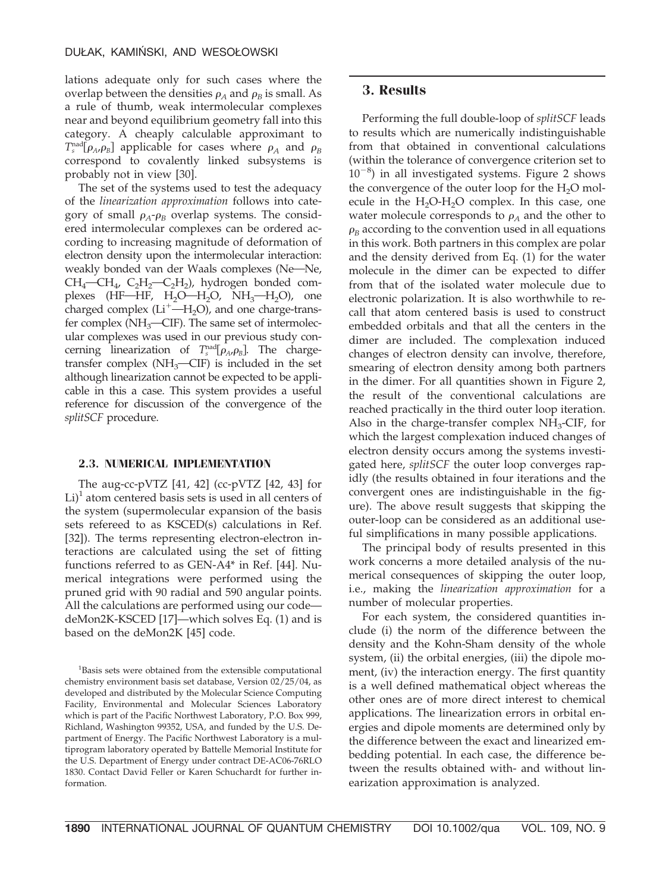lations adequate only for such cases where the overlap between the densities $\rho_A$ and $\rho_B$ is small. As a rule of thumb, weak intermolecular complexes near and beyond equilibrium geometry fall into this category. A cheaply calculable approximant to $T_s^{nad}[\rho_A,\rho_B]$ applicable for cases where $\rho_A$ and $\rho_B$ correspond to covalently linked subsystems is probably not in view [30].

The set of the systems used to test the adequacy of the *linearization approximation* follows into category of small $\rho_A$-$\rho_B$ overlap systems. The considered intermolecular complexes can be ordered according to increasing magnitude of deformation of electron density upon the intermolecular interaction: weakly bonded van der Waals complexes (Ne—Ne, $CH_4$—$CH_4$, $C_2H_2$—$C_2H_2$), hydrogen bonded complexes (HF—HF, $H_2O$—$H_2O$, $NH_3$—$H_2O$), one charged complex ($Li^+$—$H_2O$), and one charge-transfer complex ($NH_3$—ClF). The same set of intermolecular complexes was used in our previous study concerning linearization of $T_s^{nad}[\rho_A,\rho_B]$. The charge-transfer complex ($NH_3$—ClF) is included in the set although linearization cannot be expected to be applicable in this a case. This system provides a useful reference for discussion of the convergence of the *splitSCF* procedure.

### 2.3. NUMERICAL IMPLEMENTATION

The aug-cc-pVTZ [41, 42] (cc-pVTZ [42, 43] for Li)[1] atom centered basis sets is used in all centers of the system (supermolecular expansion of the basis sets refereed to as KSCED(s) calculations in Ref. [32]). The terms representing electron-electron interactions are calculated using the set of fitting functions referred to as GEN-A4* in Ref. [44]. Numerical integrations were performed using the pruned grid with 90 radial and 590 angular points. All the calculations are performed using our code—deMon2K-KSCED [17]—which solves Eq. (1) and is based on the deMon2K [45] code.

[1]Basis sets were obtained from the extensible computational chemistry environment basis set database, Version 02/25/04, as developed and distributed by the Molecular Science Computing Facility, Environmental and Molecular Sciences Laboratory which is part of the Pacific Northwest Laboratory, P.O. Box 999, Richland, Washington 99352, USA, and funded by the U.S. Department of Energy. The Pacific Northwest Laboratory is a multiprogram laboratory operated by Battelle Memorial Institute for the U.S. Department of Energy under contract DE-AC06-76RLO 1830. Contact David Feller or Karen Schuchardt for further information.

## 3. Results

Performing the full double-loop of *splitSCF* leads to results which are numerically indistinguishable from that obtained in conventional calculations (within the tolerance of convergence criterion set to $10^{-8}$) in all investigated systems. Figure 2 shows the convergence of the outer loop for the $H_2O$ molecule in the $H_2O$-$H_2O$ complex. In this case, one water molecule corresponds to $\rho_A$ and the other to $\rho_B$ according to the convention used in all equations in this work. Both partners in this complex are polar and the density derived from Eq. (1) for the water molecule in the dimer can be expected to differ from that of the isolated water molecule due to electronic polarization. It is also worthwhile to recall that atom centered basis is used to construct embedded orbitals and that all the centers in the dimer are included. The complexation induced changes of electron density can involve, therefore, smearing of electron density among both partners in the dimer. For all quantities shown in Figure 2, the result of the conventional calculations are reached practically in the third outer loop iteration. Also in the charge-transfer complex $NH_3$-ClF, for which the largest complexation induced changes of electron density occurs among the systems investigated here, *splitSCF* the outer loop converges rapidly (the results obtained in four iterations and the convergent ones are indistinguishable in the figure). The above result suggests that skipping the outer-loop can be considered as an additional useful simplifications in many possible applications.

The principal body of results presented in this work concerns a more detailed analysis of the numerical consequences of skipping the outer loop, i.e., making the *linearization approximation* for a number of molecular properties.

For each system, the considered quantities include (i) the norm of the difference between the density and the Kohn-Sham density of the whole system, (ii) the orbital energies, (iii) the dipole moment, (iv) the interaction energy. The first quantity is a well defined mathematical object whereas the other ones are of more direct interest to chemical applications. The linearization errors in orbital energies and dipole moments are determined only by the difference between the exact and linearized embedding potential. In each case, the difference between the results obtained with- and without linearization approximation is analyzed.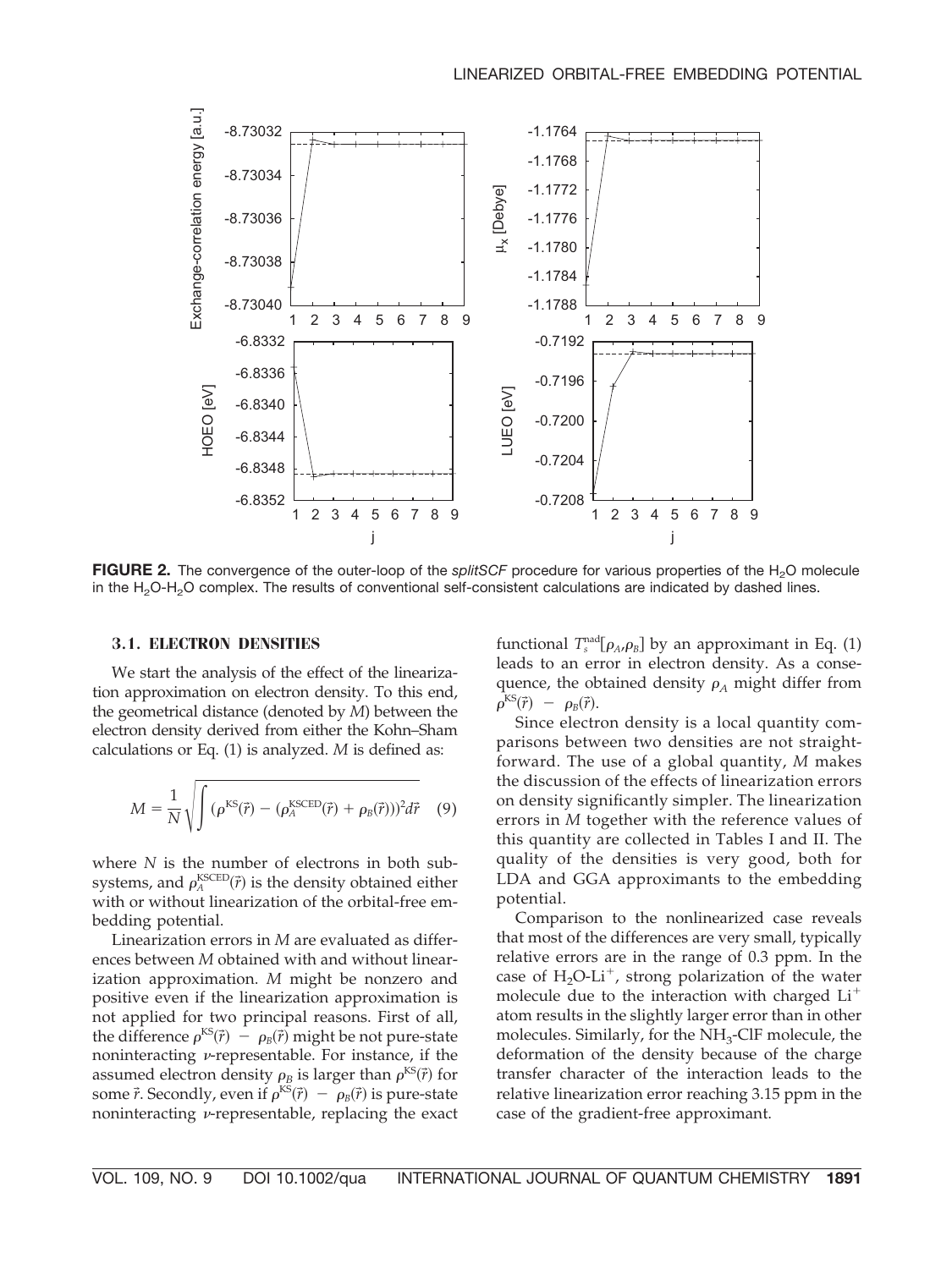**FIGURE 2.** The convergence of the outer-loop of the *splitSCF* procedure for various properties of the $H_2O$ molecule in the $H_2O$-$H_2O$ complex. The results of conventional self-consistent calculations are indicated by dashed lines.

### 3.1. ELECTRON DENSITIES

We start the analysis of the effect of the linearization approximation on electron density. To this end, the geometrical distance (denoted by $M$) between the electron density derived from either the Kohn–Sham calculations or Eq. (1) is analyzed. $M$ is defined as:

$$M = \frac{1}{N}\sqrt{\int (\rho^{\mathrm{KS}}(\vec{r}) - (\rho_A^{\mathrm{KSCED}}(\vec{r}) + \rho_B(\vec{r})))^2 d\vec{r}} \quad (9)$$

where $N$ is the number of electrons in both subsystems, and $\rho_A^{\mathrm{KSCED}}(\vec{r})$ is the density obtained either with or without linearization of the orbital-free embedding potential.

Linearization errors in $M$ are evaluated as differences between $M$ obtained with and without linearization approximation. $M$ might be nonzero and positive even if the linearization approximation is not applied for two principal reasons. First of all, the difference $\rho^{\mathrm{KS}}(\vec{r}) - \rho_B(\vec{r})$ might be not pure-state noninteracting $\nu$-representable. For instance, if the assumed electron density $\rho_B$ is larger than $\rho^{\mathrm{KS}}(\vec{r})$ for some $\vec{r}$. Secondly, even if $\rho^{\mathrm{KS}}(\vec{r}) - \rho_B(\vec{r})$ is pure-state noninteracting $\nu$-representable, replacing the exact functional $T_s^{\mathrm{nad}}[\rho_A, \rho_B]$ by an approximant in Eq. (1) leads to an error in electron density. As a consequence, the obtained density $\rho_A$ might differ from $\rho^{\mathrm{KS}}(\vec{r}) - \rho_B(\vec{r})$.

Since electron density is a local quantity comparisons between two densities are not straightforward. The use of a global quantity, $M$ makes the discussion of the effects of linearization errors on density significantly simpler. The linearization errors in $M$ together with the reference values of this quantity are collected in Tables I and II. The quality of the densities is very good, both for LDA and GGA approximants to the embedding potential.

Comparison to the nonlinearized case reveals that most of the differences are very small, typically relative errors are in the range of 0.3 ppm. In the case of $H_2O$-$Li^+$, strong polarization of the water molecule due to the interaction with charged $Li^+$ atom results in the slightly larger error than in other molecules. Similarly, for the $NH_3$-ClF molecule, the deformation of the density because of the charge transfer character of the interaction leads to the relative linearization error reaching 3.15 ppm in the case of the gradient-free approximant.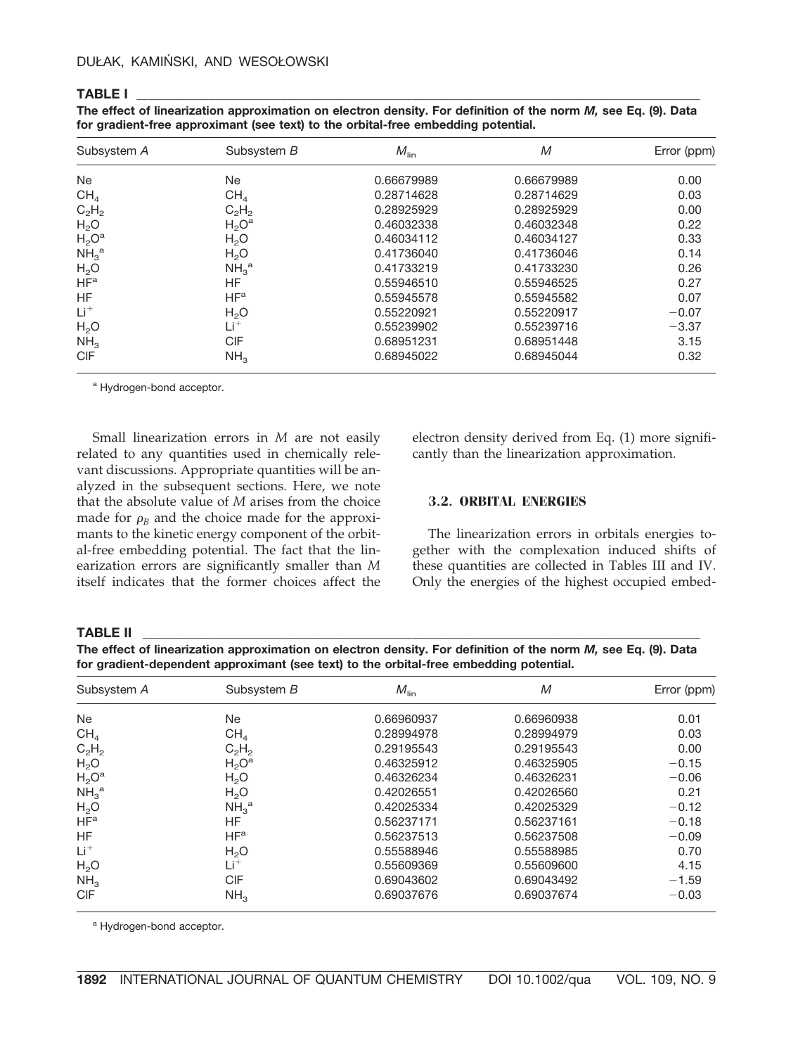**TABLE I**

**The effect of linearization approximation on electron density. For definition of the norm *M,* see Eq. (9). Data for gradient-free approximant (see text) to the orbital-free embedding potential.**

| Subsystem *A* | Subsystem *B* | $M_{\text{lin}}$ | *M* | Error (ppm) |
|---|---|---|---|---|
| Ne | Ne | 0.66679989 | 0.66679989 | 0.00 |
| $CH_4$ | $CH_4$ | 0.28714628 | 0.28714629 | 0.03 |
| $C_2H_2$ | $C_2H_2$ | 0.28925929 | 0.28925929 | 0.00 |
| $H_2O$ | $H_2O^a$ | 0.46032338 | 0.46032348 | 0.22 |
| $H_2O^a$ | $H_2O$ | 0.46034112 | 0.46034127 | 0.33 |
| $NH_3{}^a$ | $H_2O$ | 0.41736040 | 0.41736046 | 0.14 |
| $H_2O$ | $NH_3{}^a$ | 0.41733219 | 0.41733230 | 0.26 |
| $HF^a$ | HF | 0.55946510 | 0.55946525 | 0.27 |
| HF | $HF^a$ | 0.55945578 | 0.55945582 | 0.07 |
| $Li^+$ | $H_2O$ | 0.55220921 | 0.55220917 | −0.07 |
| $H_2O$ | $Li^+$ | 0.55239902 | 0.55239716 | −3.37 |
| $NH_3$ | ClF | 0.68951231 | 0.68951448 | 3.15 |
| ClF | $NH_3$ | 0.68945022 | 0.68945044 | 0.32 |

[a] Hydrogen-bond acceptor.

Small linearization errors in *M* are not easily related to any quantities used in chemically relevant discussions. Appropriate quantities will be analyzed in the subsequent sections. Here, we note that the absolute value of *M* arises from the choice made for $\rho_B$ and the choice made for the approximants to the kinetic energy component of the orbital-free embedding potential. The fact that the linearization errors are significantly smaller than *M* itself indicates that the former choices affect the electron density derived from Eq. (1) more significantly than the linearization approximation.

### 3.2. ORBITAL ENERGIES

The linearization errors in orbitals energies together with the complexation induced shifts of these quantities are collected in Tables III and IV. Only the energies of the highest occupied embed-

**TABLE II**

**The effect of linearization approximation on electron density. For definition of the norm *M,* see Eq. (9). Data for gradient-dependent approximant (see text) to the orbital-free embedding potential.**

| Subsystem *A* | Subsystem *B* | $M_{\text{lin}}$ | *M* | Error (ppm) |
|---|---|---|---|---|
| Ne | Ne | 0.66960937 | 0.66960938 | 0.01 |
| $CH_4$ | $CH_4$ | 0.28994978 | 0.28994979 | 0.03 |
| $C_2H_2$ | $C_2H_2$ | 0.29195543 | 0.29195543 | 0.00 |
| $H_2O$ | $H_2O^a$ | 0.46325912 | 0.46325905 | −0.15 |
| $H_2O^a$ | $H_2O$ | 0.46326234 | 0.46326231 | −0.06 |
| $NH_3{}^a$ | $H_2O$ | 0.42026551 | 0.42026560 | 0.21 |
| $H_2O$ | $NH_3{}^a$ | 0.42025334 | 0.42025329 | −0.12 |
| $HF^a$ | HF | 0.56237171 | 0.56237161 | −0.18 |
| HF | $HF^a$ | 0.56237513 | 0.56237508 | −0.09 |
| $Li^+$ | $H_2O$ | 0.55588946 | 0.55588985 | 0.70 |
| $H_2O$ | $Li^+$ | 0.55609369 | 0.55609600 | 4.15 |
| $NH_3$ | ClF | 0.69043602 | 0.69043492 | −1.59 |
| ClF | $NH_3$ | 0.69037676 | 0.69037674 | −0.03 |

[a] Hydrogen-bond acceptor.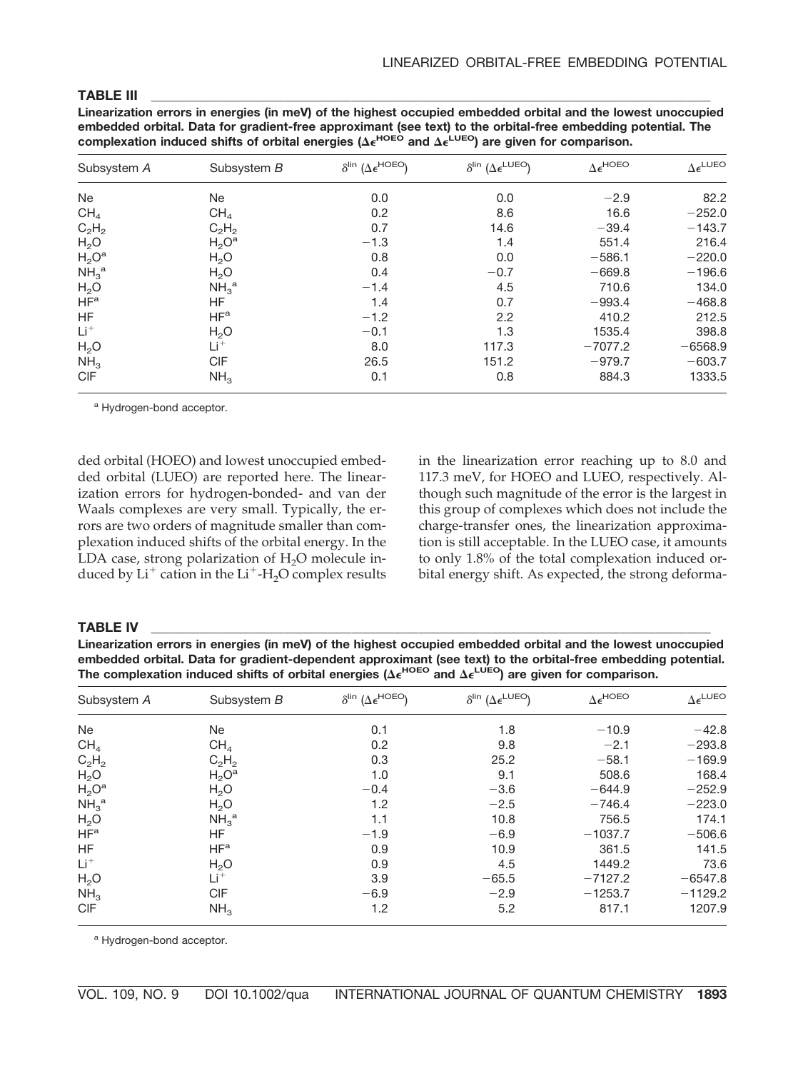**TABLE III**

**Linearization errors in energies (in meV) of the highest occupied embedded orbital and the lowest unoccupied embedded orbital. Data for gradient-free approximant (see text) to the orbital-free embedding potential. The complexation induced shifts of orbital energies ($\Delta\epsilon^{HOEO}$ and $\Delta\epsilon^{LUEO}$) are given for comparison.**

| Subsystem *A* | Subsystem *B* | $\delta^{lin}(\Delta\epsilon^{HOEO})$ | $\delta^{lin}(\Delta\epsilon^{LUEO})$ | $\Delta\epsilon^{HOEO}$ | $\Delta\epsilon^{LUEO}$ |
|---|---|---|---|---|---|
| Ne | Ne | 0.0 | 0.0 | −2.9 | 82.2 |
| $CH_4$ | $CH_4$ | 0.2 | 8.6 | 16.6 | −252.0 |
| $C_2H_2$ | $C_2H_2$ | 0.7 | 14.6 | −39.4 | −143.7 |
| $H_2O$ | $H_2O$[a] | −1.3 | 1.4 | 551.4 | 216.4 |
| $H_2O$[a] | $H_2O$ | 0.8 | 0.0 | −586.1 | −220.0 |
| $NH_3$[a] | $H_2O$ | 0.4 | −0.7 | −669.8 | −196.6 |
| $H_2O$ | $NH_3$[a] | −1.4 | 4.5 | 710.6 | 134.0 |
| HF[a] | HF | 1.4 | 0.7 | −993.4 | −468.8 |
| HF | HF[a] | −1.2 | 2.2 | 410.2 | 212.5 |
| $Li^+$ | $H_2O$ | −0.1 | 1.3 | 1535.4 | 398.8 |
| $H_2O$ | $Li^+$ | 8.0 | 117.3 | −7077.2 | −6568.9 |
| $NH_3$ | ClF | 26.5 | 151.2 | −979.7 | −603.7 |
| ClF | $NH_3$ | 0.1 | 0.8 | 884.3 | 1333.5 |

[a] Hydrogen-bond acceptor.

ded orbital (HOEO) and lowest unoccupied embedded orbital (LUEO) are reported here. The linearization errors for hydrogen-bonded- and van der Waals complexes are very small. Typically, the errors are two orders of magnitude smaller than complexation induced shifts of the orbital energy. In the LDA case, strong polarization of $H_2O$ molecule induced by $Li^+$ cation in the $Li^+$-$H_2O$ complex results in the linearization error reaching up to 8.0 and 117.3 meV, for HOEO and LUEO, respectively. Although such magnitude of the error is the largest in this group of complexes which does not include the charge-transfer ones, the linearization approximation is still acceptable. In the LUEO case, it amounts to only 1.8% of the total complexation induced orbital energy shift. As expected, the strong deforma-

**TABLE IV**

**Linearization errors in energies (in meV) of the highest occupied embedded orbital and the lowest unoccupied embedded orbital. Data for gradient-dependent approximant (see text) to the orbital-free embedding potential. The complexation induced shifts of orbital energies ($\Delta\epsilon^{HOEO}$ and $\Delta\epsilon^{LUEO}$) are given for comparison.**

| Subsystem *A* | Subsystem *B* | $\delta^{lin}(\Delta\epsilon^{HOEO})$ | $\delta^{lin}(\Delta\epsilon^{LUEO})$ | $\Delta\epsilon^{HOEO}$ | $\Delta\epsilon^{LUEO}$ |
|---|---|---|---|---|---|
| Ne | Ne | 0.1 | 1.8 | −10.9 | −42.8 |
| $CH_4$ | $CH_4$ | 0.2 | 9.8 | −2.1 | −293.8 |
| $C_2H_2$ | $C_2H_2$ | 0.3 | 25.2 | −58.1 | −169.9 |
| $H_2O$ | $H_2O$[a] | 1.0 | 9.1 | 508.6 | 168.4 |
| $H_2O$[a] | $H_2O$ | −0.4 | −3.6 | −644.9 | −252.9 |
| $NH_3$[a] | $H_2O$ | 1.2 | −2.5 | −746.4 | −223.0 |
| $H_2O$ | $NH_3$[a] | 1.1 | 10.8 | 756.5 | 174.1 |
| HF[a] | HF | −1.9 | −6.9 | −1037.7 | −506.6 |
| HF | HF[a] | 0.9 | 10.9 | 361.5 | 141.5 |
| $Li^+$ | $H_2O$ | 0.9 | 4.5 | 1449.2 | 73.6 |
| $H_2O$ | $Li^+$ | 3.9 | −65.5 | −7127.2 | −6547.8 |
| $NH_3$ | ClF | −6.9 | −2.9 | −1253.7 | −1129.2 |
| ClF | $NH_3$ | 1.2 | 5.2 | 817.1 | 1207.9 |

[a] Hydrogen-bond acceptor.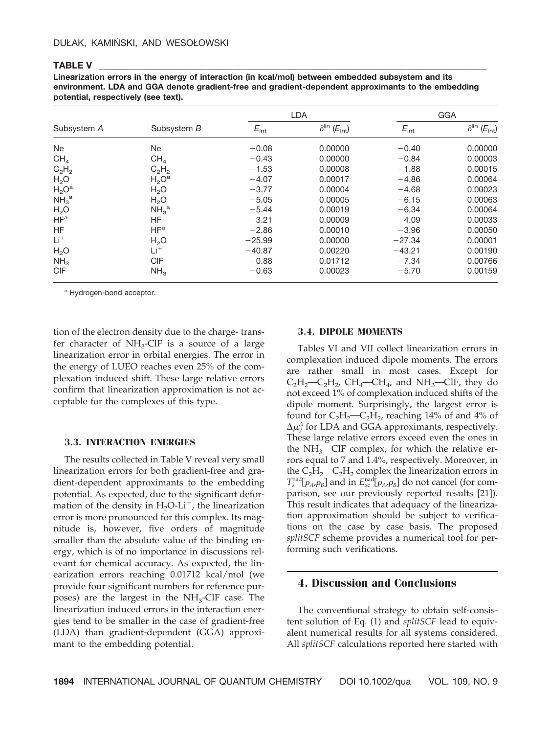**TABLE V**

**Linearization errors in the energy of interaction (in kcal/mol) between embedded subsystem and its environment. LDA and GGA denote gradient-free and gradient-dependent approximants to the embedding potential, respectively (see text).**

| Subsystem $A$ | Subsystem $B$ | LDA | | GGA | |
|---|---|---|---|---|---|
| | | $E_{int}$ | $\delta^{lin}$ ($E_{int}$) | $E_{int}$ | $\delta^{lin}$ ($E_{int}$) |
| Ne | Ne | −0.08 | 0.00000 | −0.40 | 0.00000 |
| $CH_4$ | $CH_4$ | −0.43 | 0.00000 | −0.84 | 0.00003 |
| $C_2H_2$ | $C_2H_2$ | −1.53 | 0.00008 | −1.88 | 0.00015 |
| $H_2O$ | $H_2O$[a] | −4.07 | 0.00017 | −4.86 | 0.00064 |
| $H_2O$[a] | $H_2O$ | −3.77 | 0.00004 | −4.68 | 0.00023 |
| $NH_3$[a] | $H_2O$ | −5.05 | 0.00005 | −6.15 | 0.00063 |
| $H_2O$ | $NH_3$[a] | −5.44 | 0.00019 | −6.34 | 0.00064 |
| HF[a] | HF | −3.21 | 0.00009 | −4.09 | 0.00033 |
| HF | HF[a] | −2.86 | 0.00010 | −3.96 | 0.00050 |
| $Li^+$ | $H_2O$ | −25.99 | 0.00000 | −27.34 | 0.00001 |
| $H_2O$ | $Li^+$ | −40.87 | 0.00220 | −43.21 | 0.00190 |
| $NH_3$ | ClF | −0.88 | 0.01712 | −7.34 | 0.00766 |
| ClF | $NH_3$ | −0.63 | 0.00023 | −5.70 | 0.00159 |

[a] Hydrogen-bond acceptor.

tion of the electron density due to the charge- transfer character of $NH_3$-ClF is a source of a large linearization error in orbital energies. The error in the energy of LUEO reaches even 25% of the complexation induced shift. These large relative errors confirm that linearization approximation is not acceptable for the complexes of this type.

### 3.3. INTERACTION ENERGIES

The results collected in Table V reveal very small linearization errors for both gradient-free and gradient-dependent approximants to the embedding potential. As expected, due to the significant deformation of the density in $H_2O$-$Li^+$, the linearization error is more pronounced for this complex. Its magnitude is, however, five orders of magnitude smaller than the absolute value of the binding energy, which is of no importance in discussions relevant for chemical accuracy. As expected, the linearization errors reaching 0.01712 kcal/mol (we provide four significant numbers for reference purposes) are the largest in the $NH_3$-ClF case. The linearization induced errors in the interaction energies tend to be smaller in the case of gradient-free (LDA) than gradient-dependent (GGA) approximant to the embedding potential.

### 3.4. DIPOLE MOMENTS

Tables VI and VII collect linearization errors in complexation induced dipole moments. The errors are rather small in most cases. Except for $C_2H_2$—$C_2H_2$, $CH_4$—$CH_4$, and $NH_3$—ClF, they do not exceed 1% of complexation induced shifts of the dipole moment. Surprisingly, the largest error is found for $C_2H_2$—$C_2H_2$, reaching 14% of and 4% of $\Delta\mu_y^A$ for LDA and GGA approximants, respectively. These large relative errors exceed even the ones in the $NH_3$—ClF complex, for which the relative errors equal to 7 and 1.4%, respectively. Moreover, in the $C_2H_2$—$C_2H_2$ complex the linearization errors in $T_s^{nad}[\rho_A,\rho_B]$ and in $E_{xc}^{nad}[\rho_A,\rho_B]$ do not cancel (for comparison, see our previously reported results [21]). This result indicates that adequacy of the linearization approximation should be subject to verifications on the case by case basis. The proposed *splitSCF* scheme provides a numerical tool for performing such verifications.

## 4. Discussion and Conclusions

The conventional strategy to obtain self-consistent solution of Eq. (1) and *splitSCF* lead to equivalent numerical results for all systems considered. All *splitSCF* calculations reported here started with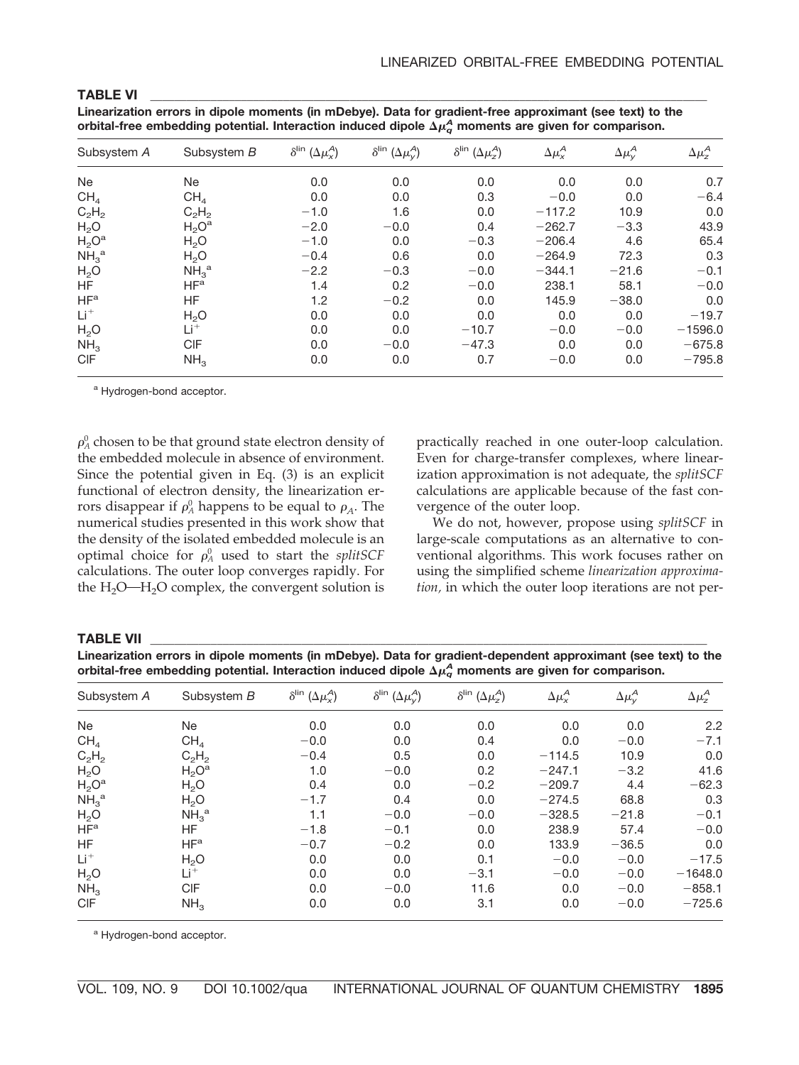**TABLE VI**

**Linearization errors in dipole moments (in mDebye). Data for gradient-free approximant (see text) to the orbital-free embedding potential. Interaction induced dipole $\Delta\mu_q^A$ moments are given for comparison.**

| Subsystem $A$ | Subsystem $B$ | $\delta^{lin}(\Delta\mu_x^A)$ | $\delta^{lin}(\Delta\mu_y^A)$ | $\delta^{lin}(\Delta\mu_z^A)$ | $\Delta\mu_x^A$ | $\Delta\mu_y^A$ | $\Delta\mu_z^A$ |
|---|---|---|---|---|---|---|---|
| Ne | Ne | 0.0 | 0.0 | 0.0 | 0.0 | 0.0 | 0.7 |
| $CH_4$ | $CH_4$ | 0.0 | 0.0 | 0.3 | −0.0 | 0.0 | −6.4 |
| $C_2H_2$ | $C_2H_2$ | −1.0 | 1.6 | 0.0 | −117.2 | 10.9 | 0.0 |
| $H_2O$ | $H_2O^a$ | −2.0 | −0.0 | 0.4 | −262.7 | −3.3 | 43.9 |
| $H_2O^a$ | $H_2O$ | −1.0 | 0.0 | −0.3 | −206.4 | 4.6 | 65.4 |
| $NH_3{}^a$ | $H_2O$ | −0.4 | 0.6 | 0.0 | −264.9 | 72.3 | 0.3 |
| $H_2O$ | $NH_3{}^a$ | −2.2 | −0.3 | −0.0 | −344.1 | −21.6 | −0.1 |
| HF | $HF^a$ | 1.4 | 0.2 | −0.0 | 238.1 | 58.1 | −0.0 |
| $HF^a$ | HF | 1.2 | −0.2 | 0.0 | 145.9 | −38.0 | 0.0 |
| $Li^+$ | $H_2O$ | 0.0 | 0.0 | 0.0 | 0.0 | 0.0 | −19.7 |
| $H_2O$ | $Li^+$ | 0.0 | 0.0 | −10.7 | −0.0 | −0.0 | −1596.0 |
| $NH_3$ | ClF | 0.0 | −0.0 | −47.3 | 0.0 | 0.0 | −675.8 |
| ClF | $NH_3$ | 0.0 | 0.0 | 0.7 | −0.0 | 0.0 | −795.8 |

[a] Hydrogen-bond acceptor.

$\rho_A^0$ chosen to be that ground state electron density of the embedded molecule in absence of environment. Since the potential given in Eq. (3) is an explicit functional of electron density, the linearization errors disappear if $\rho_A^0$ happens to be equal to $\rho_A$. The numerical studies presented in this work show that the density of the isolated embedded molecule is an optimal choice for $\rho_A^0$ used to start the *splitSCF* calculations. The outer loop converges rapidly. For the $H_2O$—$H_2O$ complex, the convergent solution is practically reached in one outer-loop calculation. Even for charge-transfer complexes, where linearization approximation is not adequate, the *splitSCF* calculations are applicable because of the fast convergence of the outer loop.

We do not, however, propose using *splitSCF* in large-scale computations as an alternative to conventional algorithms. This work focuses rather on using the simplified scheme *linearization approximation,* in which the outer loop iterations are not per-

**TABLE VII**

**Linearization errors in dipole moments (in mDebye). Data for gradient-dependent approximant (see text) to the orbital-free embedding potential. Interaction induced dipole $\Delta\mu_q^A$ moments are given for comparison.**

| Subsystem $A$ | Subsystem $B$ | $\delta^{lin}(\Delta\mu_x^A)$ | $\delta^{lin}(\Delta\mu_y^A)$ | $\delta^{lin}(\Delta\mu_z^A)$ | $\Delta\mu_x^A$ | $\Delta\mu_y^A$ | $\Delta\mu_z^A$ |
|---|---|---|---|---|---|---|---|
| Ne | Ne | 0.0 | 0.0 | 0.0 | 0.0 | 0.0 | 2.2 |
| $CH_4$ | $CH_4$ | −0.0 | 0.0 | 0.4 | 0.0 | −0.0 | −7.1 |
| $C_2H_2$ | $C_2H_2$ | −0.4 | 0.5 | 0.0 | −114.5 | 10.9 | 0.0 |
| $H_2O$ | $H_2O^a$ | 1.0 | −0.0 | 0.2 | −247.1 | −3.2 | 41.6 |
| $H_2O^a$ | $H_2O$ | 0.4 | 0.0 | −0.2 | −209.7 | 4.4 | −62.3 |
| $NH_3{}^a$ | $H_2O$ | −1.7 | 0.4 | 0.0 | −274.5 | 68.8 | 0.3 |
| $H_2O$ | $NH_3{}^a$ | 1.1 | −0.0 | −0.0 | −328.5 | −21.8 | −0.1 |
| $HF^a$ | HF | −1.8 | −0.1 | 0.0 | 238.9 | 57.4 | −0.0 |
| HF | $HF^a$ | −0.7 | −0.2 | 0.0 | 133.9 | −36.5 | 0.0 |
| $Li^+$ | $H_2O$ | 0.0 | 0.0 | 0.1 | −0.0 | −0.0 | −17.5 |
| $H_2O$ | $Li^+$ | 0.0 | 0.0 | −3.1 | −0.0 | −0.0 | −1648.0 |
| $NH_3$ | ClF | 0.0 | −0.0 | 11.6 | 0.0 | −0.0 | −858.1 |
| ClF | $NH_3$ | 0.0 | 0.0 | 3.1 | 0.0 | −0.0 | −725.6 |

[a] Hydrogen-bond acceptor.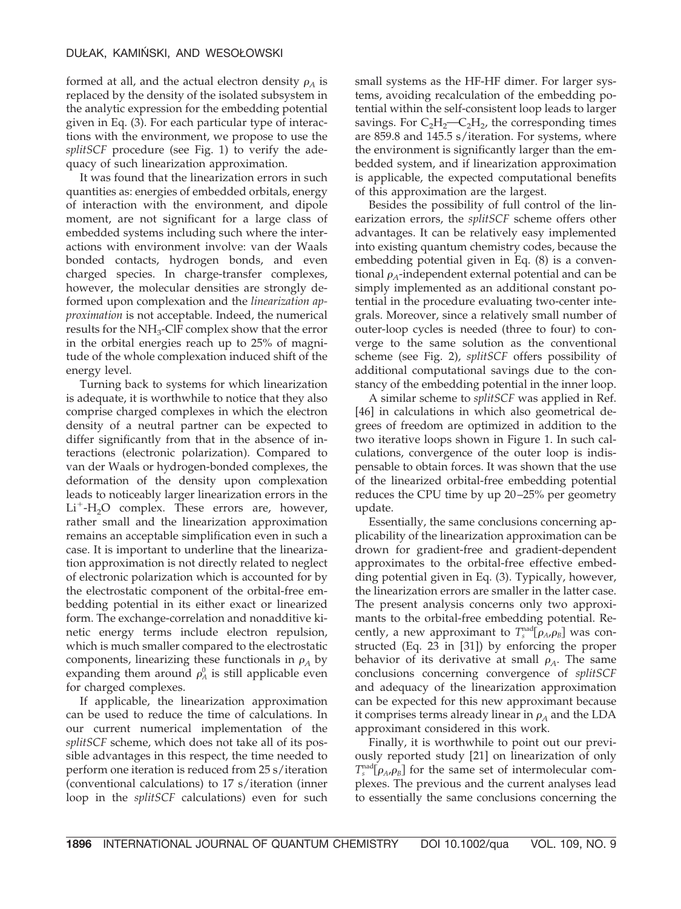formed at all, and the actual electron density $\rho_A$ is replaced by the density of the isolated subsystem in the analytic expression for the embedding potential given in Eq. (3). For each particular type of interactions with the environment, we propose to use the *splitSCF* procedure (see Fig. 1) to verify the adequacy of such linearization approximation.

It was found that the linearization errors in such quantities as: energies of embedded orbitals, energy of interaction with the environment, and dipole moment, are not significant for a large class of embedded systems including such where the interactions with environment involve: van der Waals bonded contacts, hydrogen bonds, and even charged species. In charge-transfer complexes, however, the molecular densities are strongly deformed upon complexation and the *linearization approximation* is not acceptable. Indeed, the numerical results for the $NH_3$-ClF complex show that the error in the orbital energies reach up to 25% of magnitude of the whole complexation induced shift of the energy level.

Turning back to systems for which linearization is adequate, it is worthwhile to notice that they also comprise charged complexes in which the electron density of a neutral partner can be expected to differ significantly from that in the absence of interactions (electronic polarization). Compared to van der Waals or hydrogen-bonded complexes, the deformation of the density upon complexation leads to noticeably larger linearization errors in the $Li^+$-$H_2O$ complex. These errors are, however, rather small and the linearization approximation remains an acceptable simplification even in such a case. It is important to underline that the linearization approximation is not directly related to neglect of electronic polarization which is accounted for by the electrostatic component of the orbital-free embedding potential in its either exact or linearized form. The exchange-correlation and nonadditive kinetic energy terms include electron repulsion, which is much smaller compared to the electrostatic components, linearizing these functionals in $\rho_A$ by expanding them around $\rho_A^0$ is still applicable even for charged complexes.

If applicable, the linearization approximation can be used to reduce the time of calculations. In our current numerical implementation of the *splitSCF* scheme, which does not take all of its possible advantages in this respect, the time needed to perform one iteration is reduced from 25 s/iteration (conventional calculations) to 17 s/iteration (inner loop in the *splitSCF* calculations) even for such small systems as the HF-HF dimer. For larger systems, avoiding recalculation of the embedding potential within the self-consistent loop leads to larger savings. For $C_2H_2$—$C_2H_2$, the corresponding times are 859.8 and 145.5 s/iteration. For systems, where the environment is significantly larger than the embedded system, and if linearization approximation is applicable, the expected computational benefits of this approximation are the largest.

Besides the possibility of full control of the linearization errors, the *splitSCF* scheme offers other advantages. It can be relatively easy implemented into existing quantum chemistry codes, because the embedding potential given in Eq. (8) is a conventional $\rho_A$-independent external potential and can be simply implemented as an additional constant potential in the procedure evaluating two-center integrals. Moreover, since a relatively small number of outer-loop cycles is needed (three to four) to converge to the same solution as the conventional scheme (see Fig. 2), *splitSCF* offers possibility of additional computational savings due to the constancy of the embedding potential in the inner loop.

A similar scheme to *splitSCF* was applied in Ref. [46] in calculations in which also geometrical degrees of freedom are optimized in addition to the two iterative loops shown in Figure 1. In such calculations, convergence of the outer loop is indispensable to obtain forces. It was shown that the use of the linearized orbital-free embedding potential reduces the CPU time by up 20–25% per geometry update.

Essentially, the same conclusions concerning applicability of the linearization approximation can be drown for gradient-free and gradient-dependent approximates to the orbital-free effective embedding potential given in Eq. (3). Typically, however, the linearization errors are smaller in the latter case. The present analysis concerns only two approximants to the orbital-free embedding potential. Recently, a new approximant to $T_s^{\text{nad}}[\rho_A,\rho_B]$ was constructed (Eq. 23 in [31]) by enforcing the proper behavior of its derivative at small $\rho_A$. The same conclusions concerning convergence of *splitSCF* and adequacy of the linearization approximation can be expected for this new approximant because it comprises terms already linear in $\rho_A$ and the LDA approximant considered in this work.

Finally, it is worthwhile to point out our previously reported study [21] on linearization of only $T_s^{\text{nad}}[\rho_A,\rho_B]$ for the same set of intermolecular complexes. The previous and the current analyses lead to essentially the same conclusions concerning the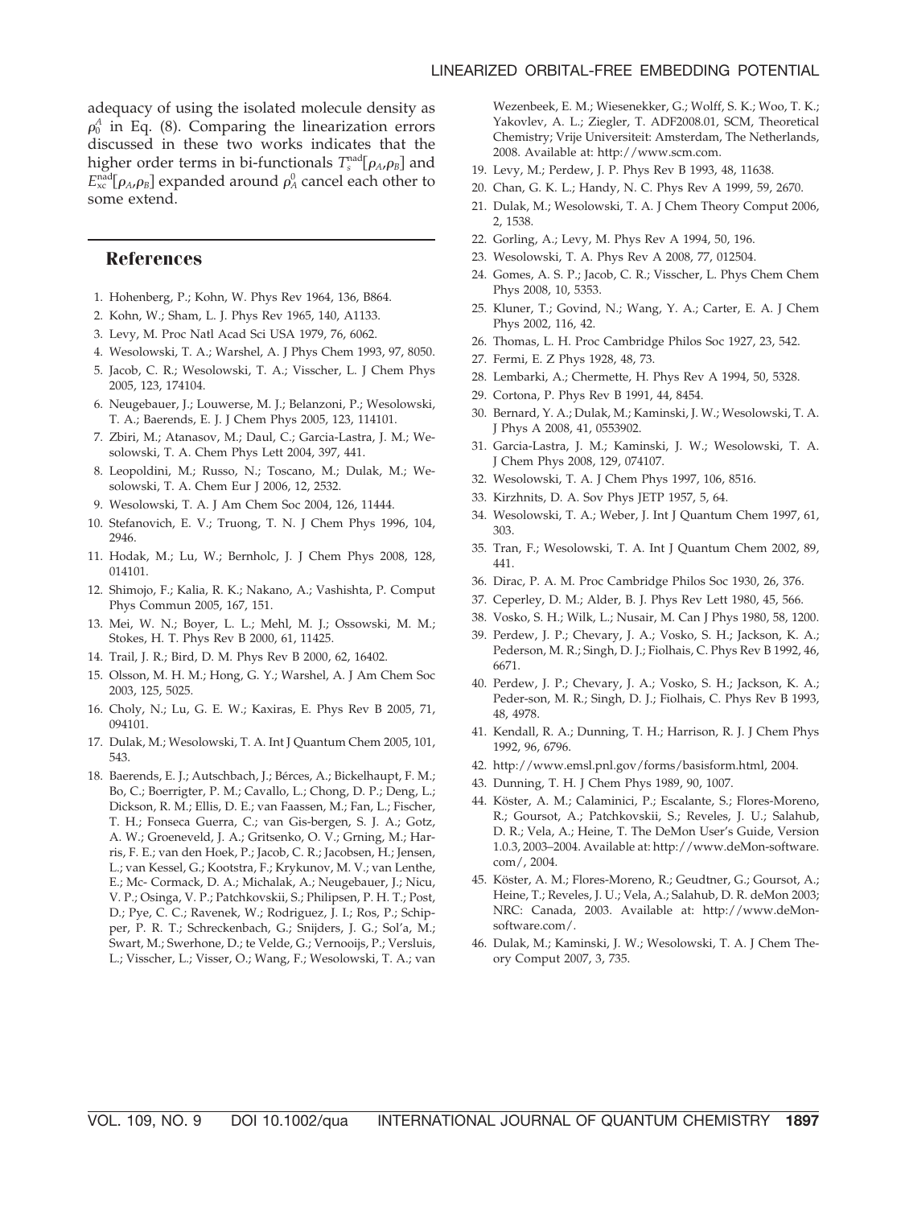adequacy of using the isolated molecule density as $\rho_0^A$ in Eq. (8). Comparing the linearization errors discussed in these two works indicates that the higher order terms in bi-functionals $T_s^{nad}[\rho_A,\rho_B]$ and $E_{xc}^{nad}[\rho_A,\rho_B]$ expanded around $\rho_A^0$ cancel each other to some extend.

## References

1. Hohenberg, P.; Kohn, W. Phys Rev 1964, 136, B864.
2. Kohn, W.; Sham, L. J. Phys Rev 1965, 140, A1133.
3. Levy, M. Proc Natl Acad Sci USA 1979, 76, 6062.
4. Wesolowski, T. A.; Warshel, A. J Phys Chem 1993, 97, 8050.
5. Jacob, C. R.; Wesolowski, T. A.; Visscher, L. J Chem Phys 2005, 123, 174104.
6. Neugebauer, J.; Louwerse, M. J.; Belanzoni, P.; Wesolowski, T. A.; Baerends, E. J. J Chem Phys 2005, 123, 114101.
7. Zbiri, M.; Atanasov, M.; Daul, C.; Garcia-Lastra, J. M.; Wesolowski, T. A. Chem Phys Lett 2004, 397, 441.
8. Leopoldini, M.; Russo, N.; Toscano, M.; Dulak, M.; Wesolowski, T. A. Chem Eur J 2006, 12, 2532.
9. Wesolowski, T. A. J Am Chem Soc 2004, 126, 11444.
10. Stefanovich, E. V.; Truong, T. N. J Chem Phys 1996, 104, 2946.
11. Hodak, M.; Lu, W.; Bernholc, J. J Chem Phys 2008, 128, 014101.
12. Shimojo, F.; Kalia, R. K.; Nakano, A.; Vashishta, P. Comput Phys Commun 2005, 167, 151.
13. Mei, W. N.; Boyer, L. L.; Mehl, M. J.; Ossowski, M. M.; Stokes, H. T. Phys Rev B 2000, 61, 11425.
14. Trail, J. R.; Bird, D. M. Phys Rev B 2000, 62, 16402.
15. Olsson, M. H. M.; Hong, G. Y.; Warshel, A. J Am Chem Soc 2003, 125, 5025.
16. Choly, N.; Lu, G. E. W.; Kaxiras, E. Phys Rev B 2005, 71, 094101.
17. Dulak, M.; Wesolowski, T. A. Int J Quantum Chem 2005, 101, 543.
18. Baerends, E. J.; Autschbach, J.; Bérces, A.; Bickelhaupt, F. M.; Bo, C.; Boerrigter, P. M.; Cavallo, L.; Chong, D. P.; Deng, L.; Dickson, R. M.; Ellis, D. E.; van Faassen, M.; Fan, L.; Fischer, T. H.; Fonseca Guerra, C.; van Gis-bergen, S. J. A.; Gotz, A. W.; Groeneveld, J. A.; Gritsenko, O. V.; Grning, M.; Harris, F. E.; van den Hoek, P.; Jacob, C. R.; Jacobsen, H.; Jensen, L.; van Kessel, G.; Kootstra, F.; Krykunov, M. V.; van Lenthe, E.; Mc- Cormack, D. A.; Michalak, A.; Neugebauer, J.; Nicu, V. P.; Osinga, V. P.; Patchkovskii, S.; Philipsen, P. H. T.; Post, D.; Pye, C. C.; Ravenek, W.; Rodriguez, J. I.; Ros, P.; Schipper, P. R. T.; Schreckenbach, G.; Snijders, J. G.; Sol'a, M.; Swart, M.; Swerhone, D.; te Velde, G.; Vernooijs, P.; Versluis, L.; Visscher, L.; Visser, O.; Wang, F.; Wesolowski, T. A.; van Wezenbeek, E. M.; Wiesenekker, G.; Wolff, S. K.; Woo, T. K.; Yakovlev, A. L.; Ziegler, T. ADF2008.01, SCM, Theoretical Chemistry; Vrije Universiteit: Amsterdam, The Netherlands, 2008. Available at: http://www.scm.com.
19. Levy, M.; Perdew, J. P. Phys Rev B 1993, 48, 11638.
20. Chan, G. K. L.; Handy, N. C. Phys Rev A 1999, 59, 2670.
21. Dulak, M.; Wesolowski, T. A. J Chem Theory Comput 2006, 2, 1538.
22. Gorling, A.; Levy, M. Phys Rev A 1994, 50, 196.
23. Wesolowski, T. A. Phys Rev A 2008, 77, 012504.
24. Gomes, A. S. P.; Jacob, C. R.; Visscher, L. Phys Chem Chem Phys 2008, 10, 5353.
25. Kluner, T.; Govind, N.; Wang, Y. A.; Carter, E. A. J Chem Phys 2002, 116, 42.
26. Thomas, L. H. Proc Cambridge Philos Soc 1927, 23, 542.
27. Fermi, E. Z Phys 1928, 48, 73.
28. Lembarki, A.; Chermette, H. Phys Rev A 1994, 50, 5328.
29. Cortona, P. Phys Rev B 1991, 44, 8454.
30. Bernard, Y. A.; Dulak, M.; Kaminski, J. W.; Wesolowski, T. A. J Phys A 2008, 41, 0553902.
31. Garcia-Lastra, J. M.; Kaminski, J. W.; Wesolowski, T. A. J Chem Phys 2008, 129, 074107.
32. Wesolowski, T. A. J Chem Phys 1997, 106, 8516.
33. Kirzhnits, D. A. Sov Phys JETP 1957, 5, 64.
34. Wesolowski, T. A.; Weber, J. Int J Quantum Chem 1997, 61, 303.
35. Tran, F.; Wesolowski, T. A. Int J Quantum Chem 2002, 89, 441.
36. Dirac, P. A. M. Proc Cambridge Philos Soc 1930, 26, 376.
37. Ceperley, D. M.; Alder, B. J. Phys Rev Lett 1980, 45, 566.
38. Vosko, S. H.; Wilk, L.; Nusair, M. Can J Phys 1980, 58, 1200.
39. Perdew, J. P.; Chevary, J. A.; Vosko, S. H.; Jackson, K. A.; Pederson, M. R.; Singh, D. J.; Fiolhais, C. Phys Rev B 1992, 46, 6671.
40. Perdew, J. P.; Chevary, J. A.; Vosko, S. H.; Jackson, K. A.; Peder-son, M. R.; Singh, D. J.; Fiolhais, C. Phys Rev B 1993, 48, 4978.
41. Kendall, R. A.; Dunning, T. H.; Harrison, R. J. J Chem Phys 1992, 96, 6796.
42. http://www.emsl.pnl.gov/forms/basisform.html, 2004.
43. Dunning, T. H. J Chem Phys 1989, 90, 1007.
44. Köster, A. M.; Calaminici, P.; Escalante, S.; Flores-Moreno, R.; Goursot, A.; Patchkovskii, S.; Reveles, J. U.; Salahub, D. R.; Vela, A.; Heine, T. The DeMon User's Guide, Version 1.0.3, 2003–2004. Available at: http://www.deMon-software.com/, 2004.
45. Köster, A. M.; Flores-Moreno, R.; Geudtner, G.; Goursot, A.; Heine, T.; Reveles, J. U.; Vela, A.; Salahub, D. R. deMon 2003; NRC: Canada, 2003. Available at: http://www.deMon-software.com/.
46. Dulak, M.; Kaminski, J. W.; Wesolowski, T. A. J Chem Theory Comput 2007, 3, 735.